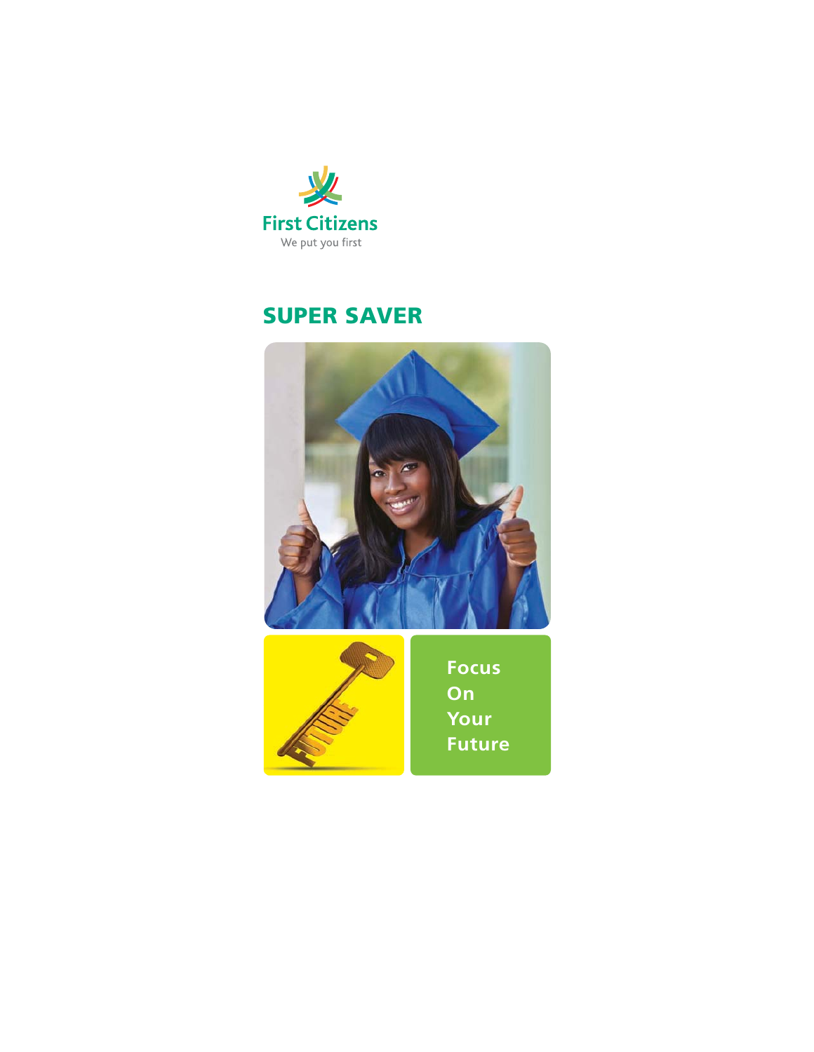First Citizens

We put you first

# SUPER SAVER

Focus
On
Your
Future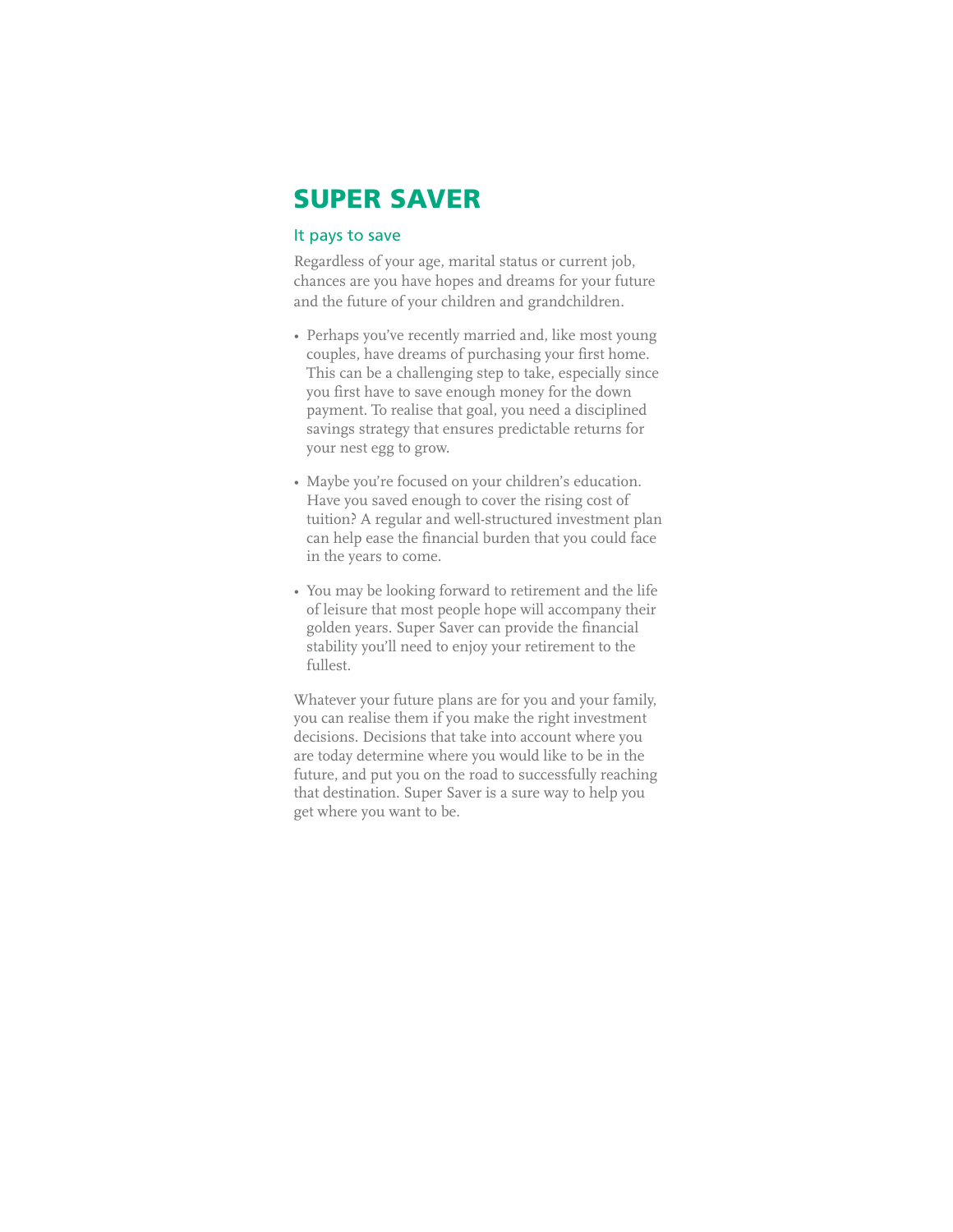# SUPER SAVER

## It pays to save

Regardless of your age, marital status or current job, chances are you have hopes and dreams for your future and the future of your children and grandchildren.

- Perhaps you've recently married and, like most young couples, have dreams of purchasing your first home. This can be a challenging step to take, especially since you first have to save enough money for the down payment. To realise that goal, you need a disciplined savings strategy that ensures predictable returns for your nest egg to grow.
- Maybe you're focused on your children's education. Have you saved enough to cover the rising cost of tuition? A regular and well-structured investment plan can help ease the financial burden that you could face in the years to come.
- You may be looking forward to retirement and the life of leisure that most people hope will accompany their golden years. Super Saver can provide the financial stability you'll need to enjoy your retirement to the fullest.

Whatever your future plans are for you and your family, you can realise them if you make the right investment decisions. Decisions that take into account where you are today determine where you would like to be in the future, and put you on the road to successfully reaching that destination. Super Saver is a sure way to help you get where you want to be.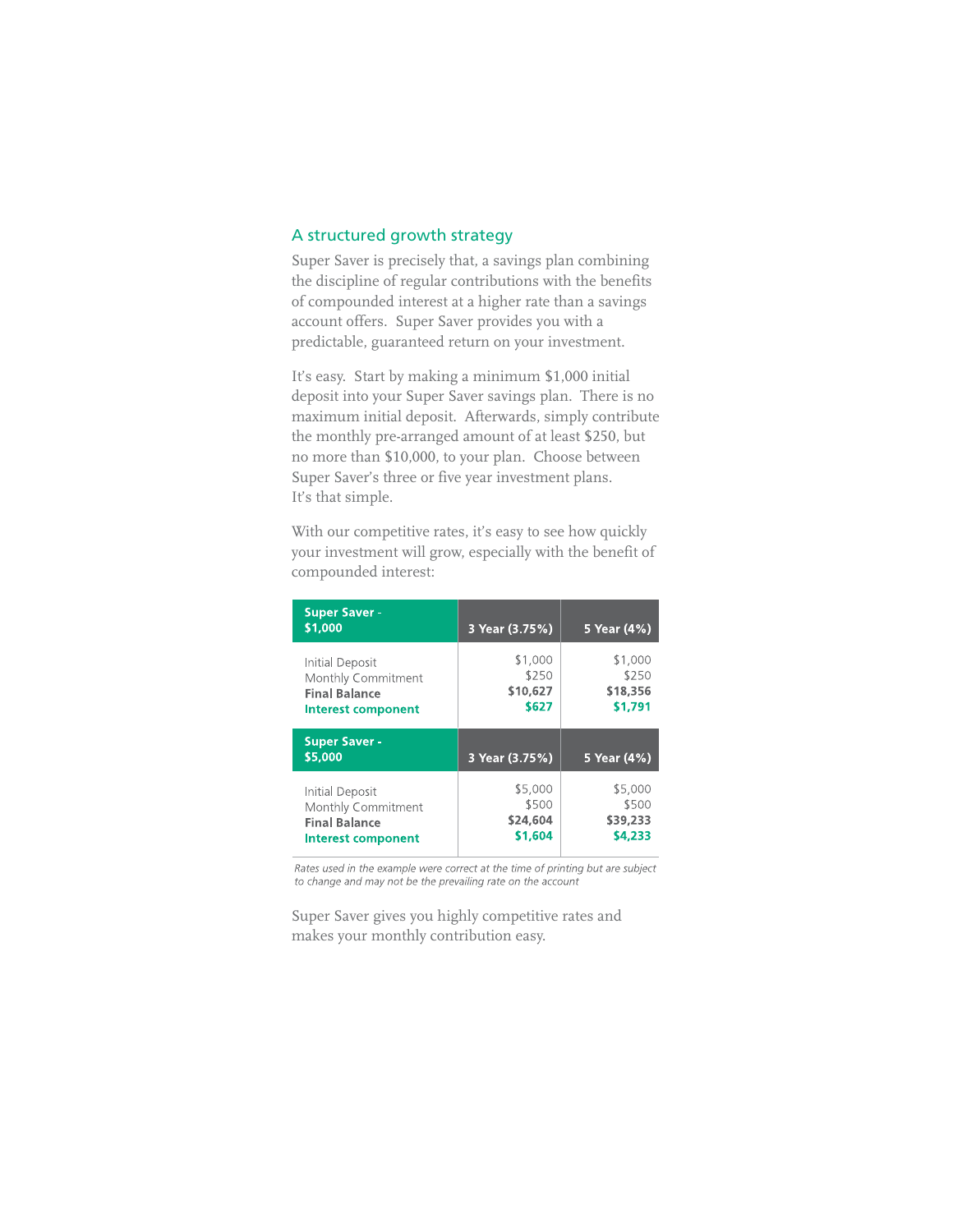## A structured growth strategy

Super Saver is precisely that, a savings plan combining the discipline of regular contributions with the benefits of compounded interest at a higher rate than a savings account offers. Super Saver provides you with a predictable, guaranteed return on your investment.

It's easy. Start by making a minimum $1,000 initial deposit into your Super Saver savings plan. There is no maximum initial deposit. Afterwards, simply contribute the monthly pre-arranged amount of at least $250, but no more than $10,000, to your plan. Choose between Super Saver's three or five year investment plans. It's that simple.

With our competitive rates, it's easy to see how quickly your investment will grow, especially with the benefit of compounded interest:

| **Super Saver - $1,000** | **3 Year (3.75%)** | **5 Year (4%)** |
|---|---|---|
| Initial Deposit | $1,000 | $1,000 |
| Monthly Commitment | $250 | $250 |
| **Final Balance** | **$10,627** | **$18,356** |
| **Interest component** | **$627** | **$1,791** |
| **Super Saver - $5,000** | **3 Year (3.75%)** | **5 Year (4%)** |
| Initial Deposit | $5,000 | $5,000 |
| Monthly Commitment | $500 | $500 |
| **Final Balance** | **$24,604** | **$39,233** |
| **Interest component** | **$1,604** | **$4,233** |

*Rates used in the example were correct at the time of printing but are subject to change and may not be the prevailing rate on the account*

Super Saver gives you highly competitive rates and makes your monthly contribution easy.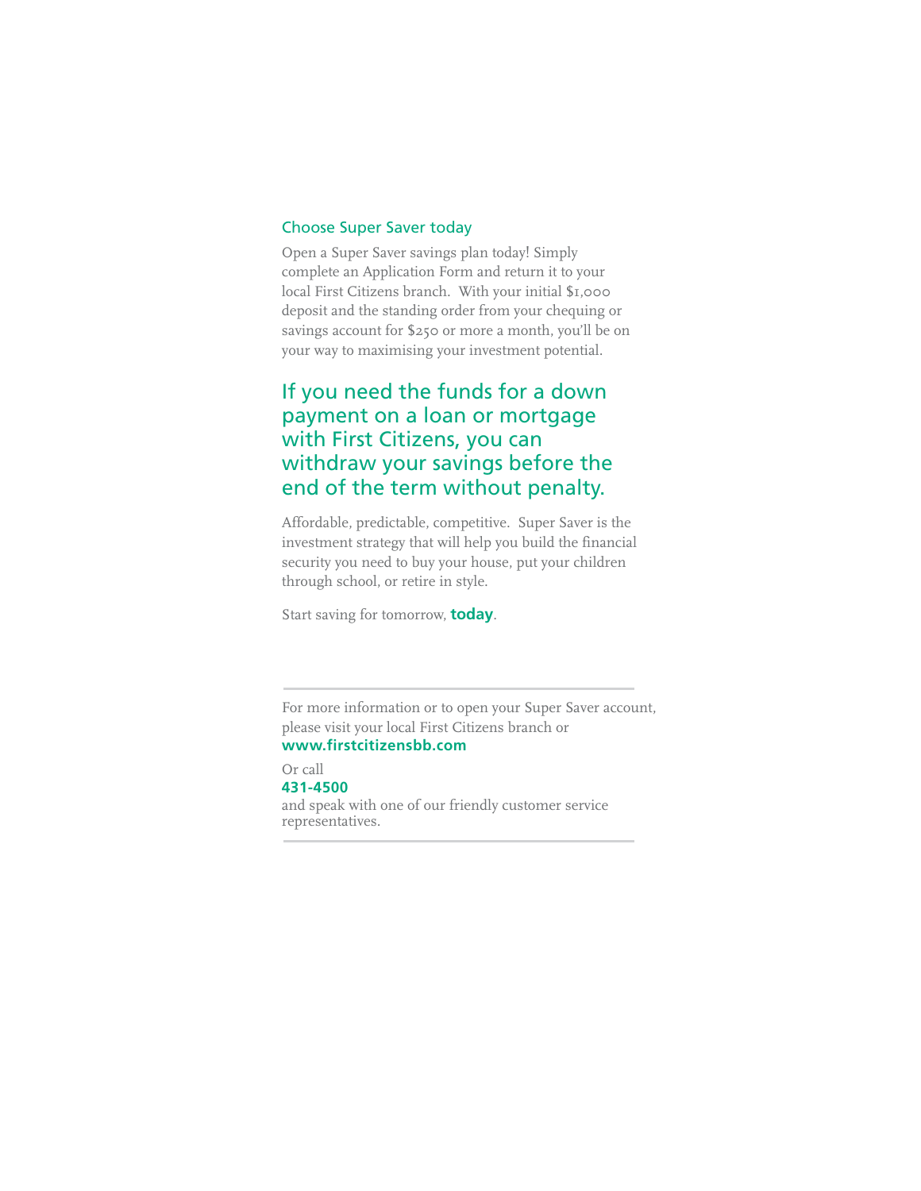## Choose Super Saver today

Open a Super Saver savings plan today! Simply complete an Application Form and return it to your local First Citizens branch. With your initial $1,000 deposit and the standing order from your chequing or savings account for $250 or more a month, you'll be on your way to maximising your investment potential.

### If you need the funds for a down payment on a loan or mortgage with First Citizens, you can withdraw your savings before the end of the term without penalty.

Affordable, predictable, competitive. Super Saver is the investment strategy that will help you build the financial security you need to buy your house, put your children through school, or retire in style.

Start saving for tomorrow, **today**.

---

For more information or to open your Super Saver account, please visit your local First Citizens branch or
**www.firstcitizensbb.com**

Or call
**431-4500**
and speak with one of our friendly customer service representatives.

---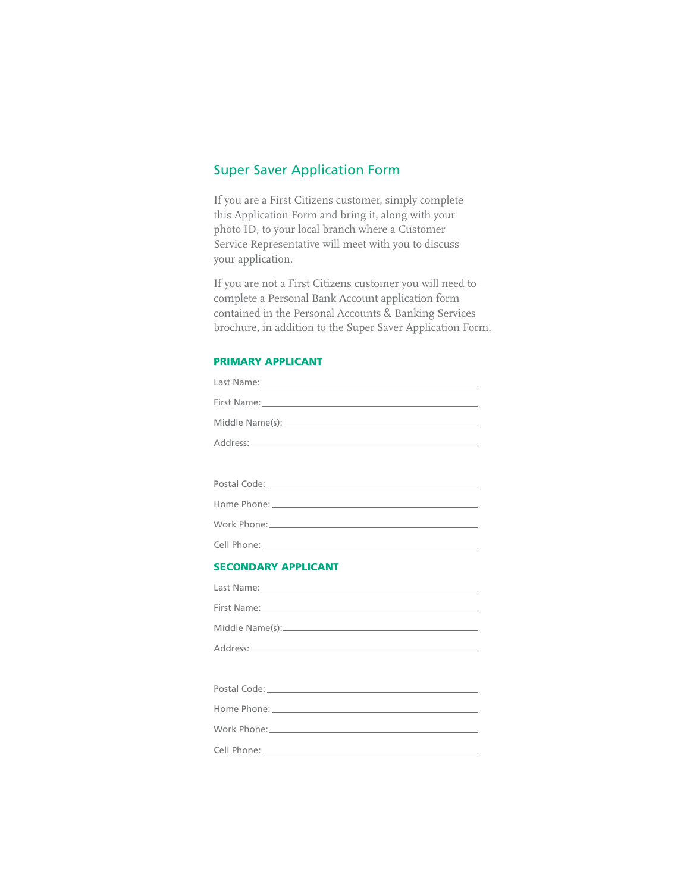## Super Saver Application Form

If you are a First Citizens customer, simply complete this Application Form and bring it, along with your photo ID, to your local branch where a Customer Service Representative will meet with you to discuss your application.

If you are not a First Citizens customer you will need to complete a Personal Bank Account application form contained in the Personal Accounts & Banking Services brochure, in addition to the Super Saver Application Form.

### PRIMARY APPLICANT

Last Name: ____________________

First Name: ____________________

Middle Name(s): ____________________

Address: ____________________

Postal Code: ____________________

Home Phone: ____________________

Work Phone: ____________________

Cell Phone: ____________________

### SECONDARY APPLICANT

Last Name: ____________________

First Name: ____________________

Middle Name(s): ____________________

Address: ____________________

Postal Code: ____________________

Home Phone: ____________________

Work Phone: ____________________

Cell Phone: ____________________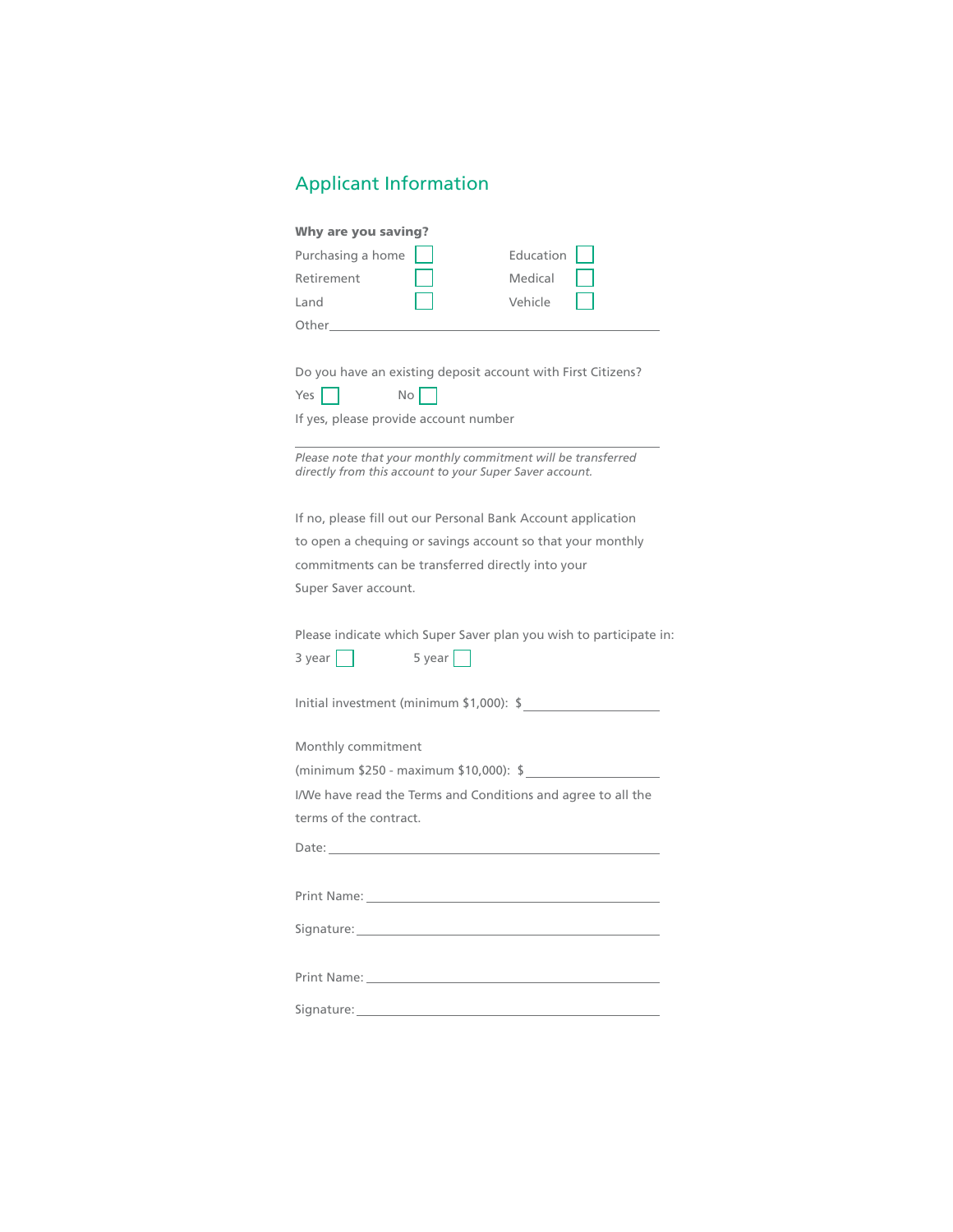## Applicant Information

**Why are you saving?**

Purchasing a home ☐ Education ☐

Retirement ☐ Medical ☐

Land ☐ Vehicle ☐

Other\_\_\_\_\_\_\_\_\_\_\_\_\_\_\_\_\_\_\_\_\_\_\_\_\_\_\_\_\_\_\_\_\_\_\_\_\_\_\_\_

Do you have an existing deposit account with First Citizens?

Yes ☐ No ☐

If yes, please provide account number

\_\_\_\_\_\_\_\_\_\_\_\_\_\_\_\_\_\_\_\_\_\_\_\_\_\_\_\_\_\_\_\_\_\_\_\_\_\_\_\_\_\_\_\_

*Please note that your monthly commitment will be transferred directly from this account to your Super Saver account.*

If no, please fill out our Personal Bank Account application to open a chequing or savings account so that your monthly commitments can be transferred directly into your Super Saver account.

Please indicate which Super Saver plan you wish to participate in:

3 year ☐ 5 year ☐

Initial investment (minimum $1,000): $\_\_\_\_\_\_\_\_\_\_\_\_\_\_\_\_\_\_\_\_

Monthly commitment

(minimum $250 - maximum $10,000): $\_\_\_\_\_\_\_\_\_\_\_\_\_\_\_\_\_\_\_\_

I/We have read the Terms and Conditions and agree to all the terms of the contract.

Date: \_\_\_\_\_\_\_\_\_\_\_\_\_\_\_\_\_\_\_\_\_\_\_\_\_\_\_\_\_\_\_\_\_\_\_\_\_\_\_\_

Print Name: \_\_\_\_\_\_\_\_\_\_\_\_\_\_\_\_\_\_\_\_\_\_\_\_\_\_\_\_\_\_\_\_\_\_\_\_

Signature: \_\_\_\_\_\_\_\_\_\_\_\_\_\_\_\_\_\_\_\_\_\_\_\_\_\_\_\_\_\_\_\_\_\_\_\_\_

Print Name: \_\_\_\_\_\_\_\_\_\_\_\_\_\_\_\_\_\_\_\_\_\_\_\_\_\_\_\_\_\_\_\_\_\_\_\_

Signature: \_\_\_\_\_\_\_\_\_\_\_\_\_\_\_\_\_\_\_\_\_\_\_\_\_\_\_\_\_\_\_\_\_\_\_\_\_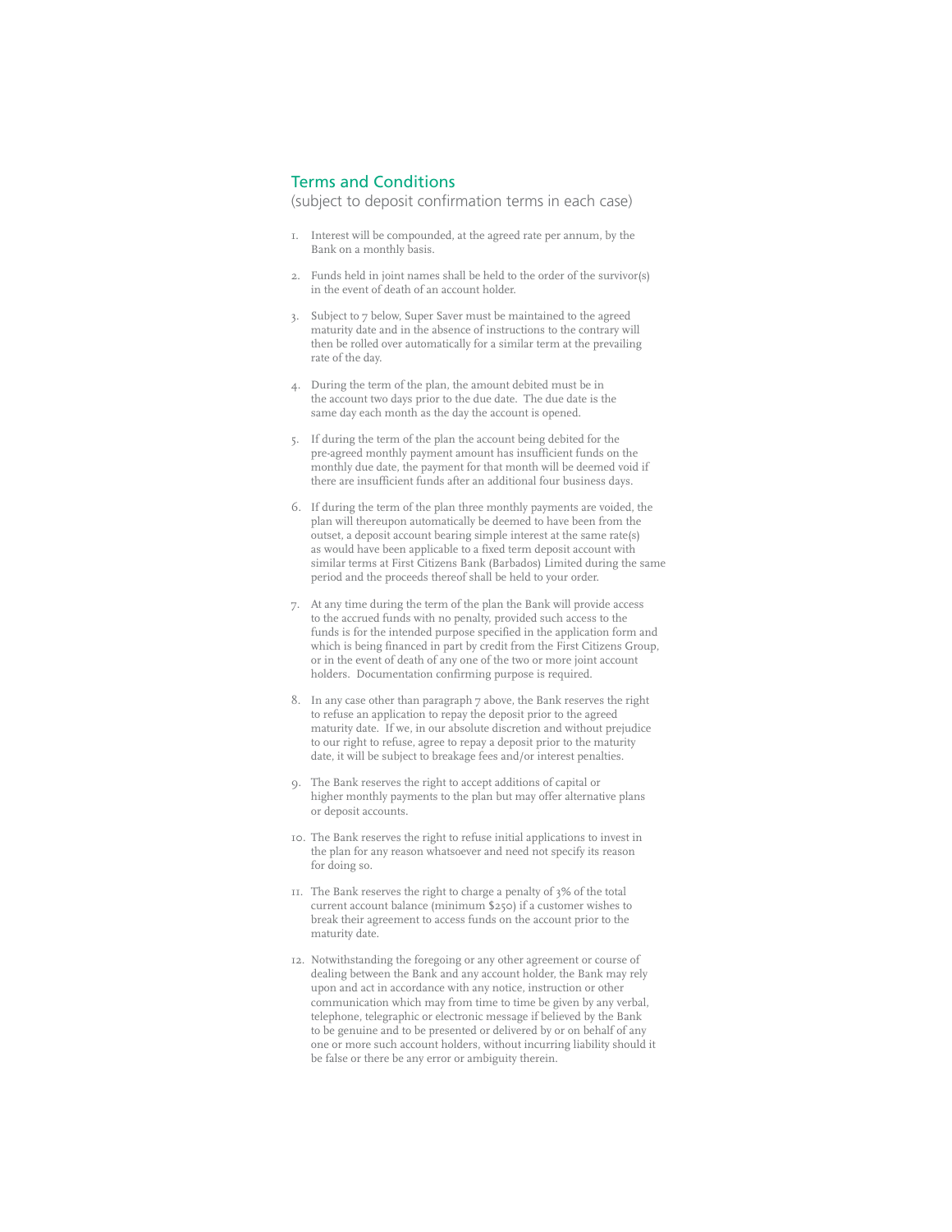## Terms and Conditions

(subject to deposit confirmation terms in each case)

1. Interest will be compounded, at the agreed rate per annum, by the Bank on a monthly basis.

2. Funds held in joint names shall be held to the order of the survivor(s) in the event of death of an account holder.

3. Subject to 7 below, Super Saver must be maintained to the agreed maturity date and in the absence of instructions to the contrary will then be rolled over automatically for a similar term at the prevailing rate of the day.

4. During the term of the plan, the amount debited must be in the account two days prior to the due date. The due date is the same day each month as the day the account is opened.

5. If during the term of the plan the account being debited for the pre-agreed monthly payment amount has insufficient funds on the monthly due date, the payment for that month will be deemed void if there are insufficient funds after an additional four business days.

6. If during the term of the plan three monthly payments are voided, the plan will thereupon automatically be deemed to have been from the outset, a deposit account bearing simple interest at the same rate(s) as would have been applicable to a fixed term deposit account with similar terms at First Citizens Bank (Barbados) Limited during the same period and the proceeds thereof shall be held to your order.

7. At any time during the term of the plan the Bank will provide access to the accrued funds with no penalty, provided such access to the funds is for the intended purpose specified in the application form and which is being financed in part by credit from the First Citizens Group, or in the event of death of any one of the two or more joint account holders. Documentation confirming purpose is required.

8. In any case other than paragraph 7 above, the Bank reserves the right to refuse an application to repay the deposit prior to the agreed maturity date. If we, in our absolute discretion and without prejudice to our right to refuse, agree to repay a deposit prior to the maturity date, it will be subject to breakage fees and/or interest penalties.

9. The Bank reserves the right to accept additions of capital or higher monthly payments to the plan but may offer alternative plans or deposit accounts.

10. The Bank reserves the right to refuse initial applications to invest in the plan for any reason whatsoever and need not specify its reason for doing so.

11. The Bank reserves the right to charge a penalty of 3% of the total current account balance (minimum $250) if a customer wishes to break their agreement to access funds on the account prior to the maturity date.

12. Notwithstanding the foregoing or any other agreement or course of dealing between the Bank and any account holder, the Bank may rely upon and act in accordance with any notice, instruction or other communication which may from time to time be given by any verbal, telephone, telegraphic or electronic message if believed by the Bank to be genuine and to be presented or delivered by or on behalf of any one or more such account holders, without incurring liability should it be false or there be any error or ambiguity therein.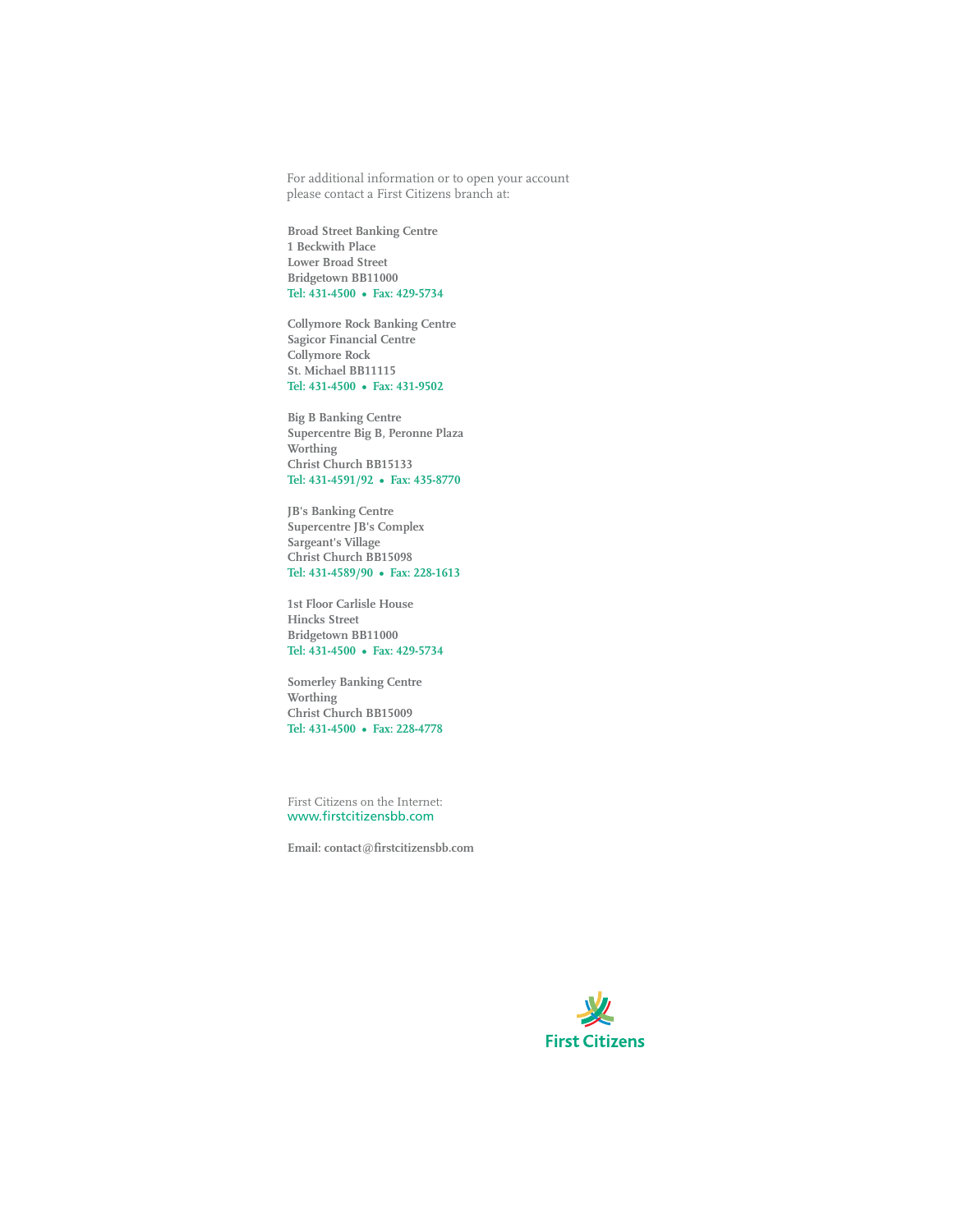For additional information or to open your account please contact a First Citizens branch at:

**Broad Street Banking Centre**
**1 Beckwith Place**
**Lower Broad Street**
**Bridgetown BB11000**
**Tel: 431-4500 • Fax: 429-5734**

**Collymore Rock Banking Centre**
**Sagicor Financial Centre**
**Collymore Rock**
**St. Michael BB11115**
**Tel: 431-4500 • Fax: 431-9502**

**Big B Banking Centre**
**Supercentre Big B, Peronne Plaza**
**Worthing**
**Christ Church BB15133**
**Tel: 431-4591/92 • Fax: 435-8770**

**JB's Banking Centre**
**Supercentre JB's Complex**
**Sargeant's Village**
**Christ Church BB15098**
**Tel: 431-4589/90 • Fax: 228-1613**

**1st Floor Carlisle House**
**Hincks Street**
**Bridgetown BB11000**
**Tel: 431-4500 • Fax: 429-5734**

**Somerley Banking Centre**
**Worthing**
**Christ Church BB15009**
**Tel: 431-4500 • Fax: 228-4778**

First Citizens on the Internet:
www.firstcitizensbb.com

**Email: contact@firstcitizensbb.com**

First Citizens